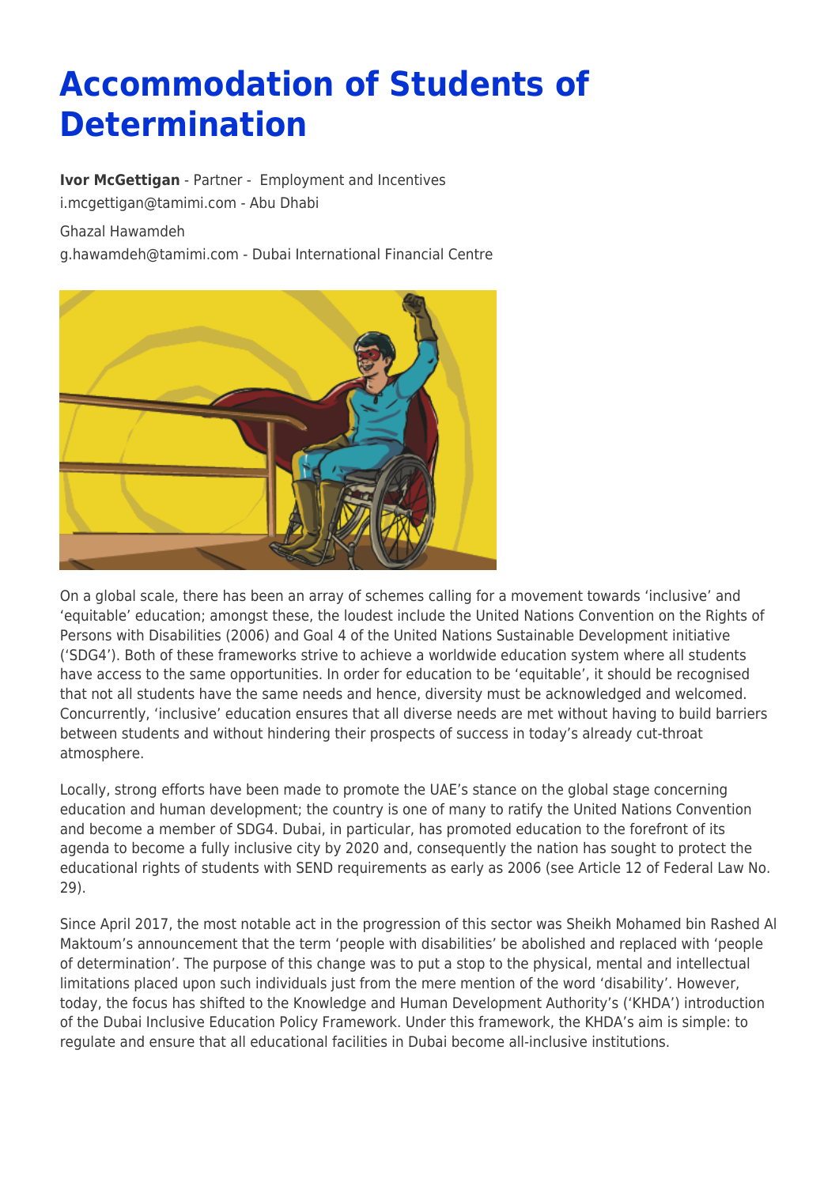# Accommodation of Students of Determination

**Ivor McGettigan** - Partner - Employment and Incentives
i.mcgettigan@tamimi.com - Abu Dhabi

Ghazal Hawamdeh
g.hawamdeh@tamimi.com - Dubai International Financial Centre

On a global scale, there has been an array of schemes calling for a movement towards 'inclusive' and 'equitable' education; amongst these, the loudest include the United Nations Convention on the Rights of Persons with Disabilities (2006) and Goal 4 of the United Nations Sustainable Development initiative ('SDG4'). Both of these frameworks strive to achieve a worldwide education system where all students have access to the same opportunities. In order for education to be 'equitable', it should be recognised that not all students have the same needs and hence, diversity must be acknowledged and welcomed. Concurrently, 'inclusive' education ensures that all diverse needs are met without having to build barriers between students and without hindering their prospects of success in today's already cut-throat atmosphere.

Locally, strong efforts have been made to promote the UAE's stance on the global stage concerning education and human development; the country is one of many to ratify the United Nations Convention and become a member of SDG4. Dubai, in particular, has promoted education to the forefront of its agenda to become a fully inclusive city by 2020 and, consequently the nation has sought to protect the educational rights of students with SEND requirements as early as 2006 (see Article 12 of Federal Law No. 29).

Since April 2017, the most notable act in the progression of this sector was Sheikh Mohamed bin Rashed Al Maktoum's announcement that the term 'people with disabilities' be abolished and replaced with 'people of determination'. The purpose of this change was to put a stop to the physical, mental and intellectual limitations placed upon such individuals just from the mere mention of the word 'disability'. However, today, the focus has shifted to the Knowledge and Human Development Authority's ('KHDA') introduction of the Dubai Inclusive Education Policy Framework. Under this framework, the KHDA's aim is simple: to regulate and ensure that all educational facilities in Dubai become all-inclusive institutions.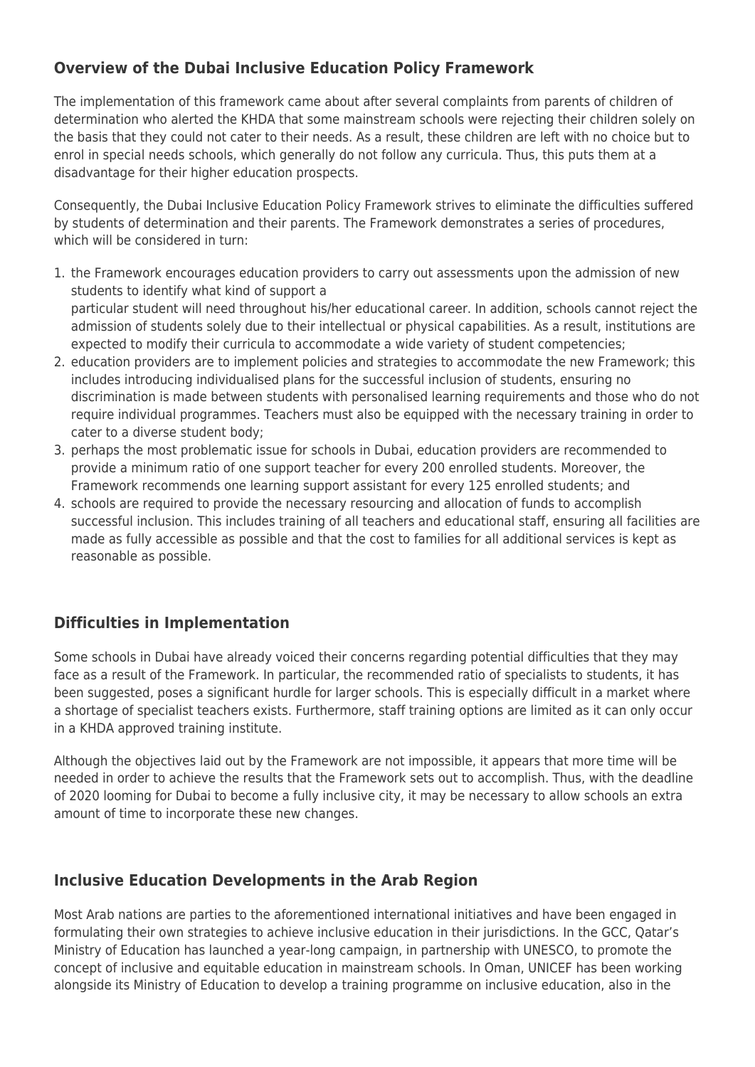## Overview of the Dubai Inclusive Education Policy Framework

The implementation of this framework came about after several complaints from parents of children of determination who alerted the KHDA that some mainstream schools were rejecting their children solely on the basis that they could not cater to their needs. As a result, these children are left with no choice but to enrol in special needs schools, which generally do not follow any curricula. Thus, this puts them at a disadvantage for their higher education prospects.

Consequently, the Dubai Inclusive Education Policy Framework strives to eliminate the difficulties suffered by students of determination and their parents. The Framework demonstrates a series of procedures, which will be considered in turn:

1. the Framework encourages education providers to carry out assessments upon the admission of new students to identify what kind of support a particular student will need throughout his/her educational career. In addition, schools cannot reject the admission of students solely due to their intellectual or physical capabilities. As a result, institutions are expected to modify their curricula to accommodate a wide variety of student competencies;
2. education providers are to implement policies and strategies to accommodate the new Framework; this includes introducing individualised plans for the successful inclusion of students, ensuring no discrimination is made between students with personalised learning requirements and those who do not require individual programmes. Teachers must also be equipped with the necessary training in order to cater to a diverse student body;
3. perhaps the most problematic issue for schools in Dubai, education providers are recommended to provide a minimum ratio of one support teacher for every 200 enrolled students. Moreover, the Framework recommends one learning support assistant for every 125 enrolled students; and
4. schools are required to provide the necessary resourcing and allocation of funds to accomplish successful inclusion. This includes training of all teachers and educational staff, ensuring all facilities are made as fully accessible as possible and that the cost to families for all additional services is kept as reasonable as possible.

## Difficulties in Implementation

Some schools in Dubai have already voiced their concerns regarding potential difficulties that they may face as a result of the Framework. In particular, the recommended ratio of specialists to students, it has been suggested, poses a significant hurdle for larger schools. This is especially difficult in a market where a shortage of specialist teachers exists. Furthermore, staff training options are limited as it can only occur in a KHDA approved training institute.

Although the objectives laid out by the Framework are not impossible, it appears that more time will be needed in order to achieve the results that the Framework sets out to accomplish. Thus, with the deadline of 2020 looming for Dubai to become a fully inclusive city, it may be necessary to allow schools an extra amount of time to incorporate these new changes.

## Inclusive Education Developments in the Arab Region

Most Arab nations are parties to the aforementioned international initiatives and have been engaged in formulating their own strategies to achieve inclusive education in their jurisdictions. In the GCC, Qatar's Ministry of Education has launched a year-long campaign, in partnership with UNESCO, to promote the concept of inclusive and equitable education in mainstream schools. In Oman, UNICEF has been working alongside its Ministry of Education to develop a training programme on inclusive education, also in the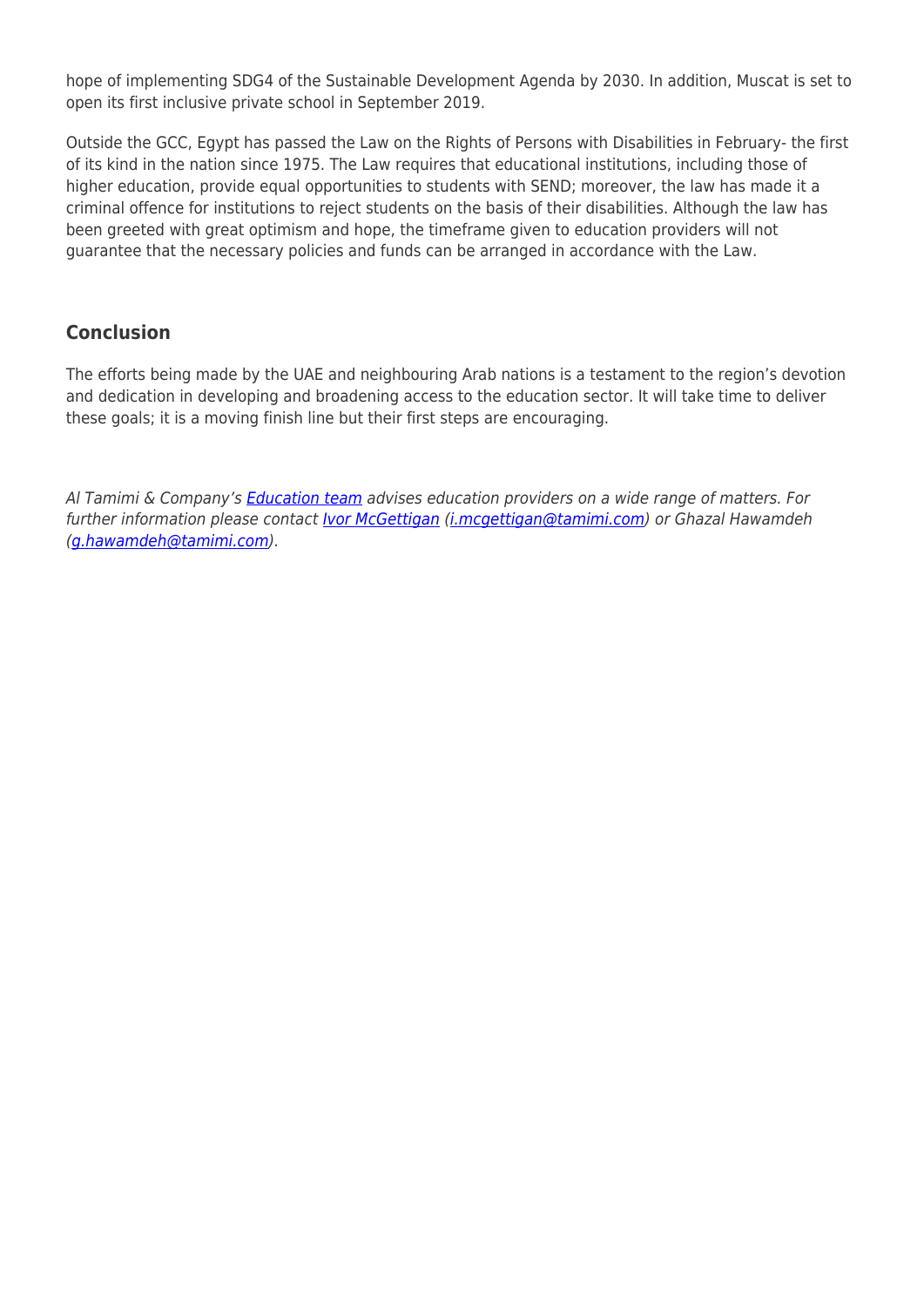hope of implementing SDG4 of the Sustainable Development Agenda by 2030. In addition, Muscat is set to open its first inclusive private school in September 2019.

Outside the GCC, Egypt has passed the Law on the Rights of Persons with Disabilities in February- the first of its kind in the nation since 1975. The Law requires that educational institutions, including those of higher education, provide equal opportunities to students with SEND; moreover, the law has made it a criminal offence for institutions to reject students on the basis of their disabilities. Although the law has been greeted with great optimism and hope, the timeframe given to education providers will not guarantee that the necessary policies and funds can be arranged in accordance with the Law.

## Conclusion

The efforts being made by the UAE and neighbouring Arab nations is a testament to the region's devotion and dedication in developing and broadening access to the education sector. It will take time to deliver these goals; it is a moving finish line but their first steps are encouraging.

*Al Tamimi & Company's Education team advises education providers on a wide range of matters. For further information please contact Ivor McGettigan (i.mcgettigan@tamimi.com) or Ghazal Hawamdeh (g.hawamdeh@tamimi.com).*